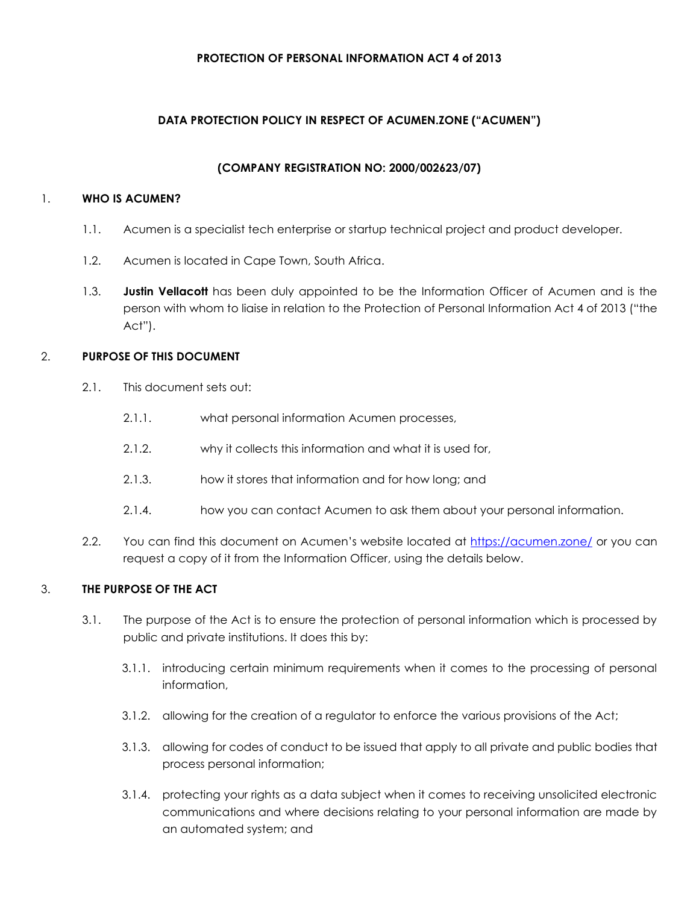**PROTECTION OF PERSONAL INFORMATION ACT 4 of 2013**

**DATA PROTECTION POLICY IN RESPECT OF ACUMEN.ZONE ("ACUMEN")**

**(COMPANY REGISTRATION NO: 2000/002623/07)**

## 1. WHO IS ACUMEN?

1.1. Acumen is a specialist tech enterprise or startup technical project and product developer.

1.2. Acumen is located in Cape Town, South Africa.

1.3. **Justin Vellacott** has been duly appointed to be the Information Officer of Acumen and is the person with whom to liaise in relation to the Protection of Personal Information Act 4 of 2013 ("the Act").

## 2. PURPOSE OF THIS DOCUMENT

2.1. This document sets out:

2.1.1. what personal information Acumen processes,

2.1.2. why it collects this information and what it is used for,

2.1.3. how it stores that information and for how long; and

2.1.4. how you can contact Acumen to ask them about your personal information.

2.2. You can find this document on Acumen's website located at [https://acumen.zone/](https://acumen.zone/) or you can request a copy of it from the Information Officer, using the details below.

## 3. THE PURPOSE OF THE ACT

3.1. The purpose of the Act is to ensure the protection of personal information which is processed by public and private institutions. It does this by:

3.1.1. introducing certain minimum requirements when it comes to the processing of personal information,

3.1.2. allowing for the creation of a regulator to enforce the various provisions of the Act;

3.1.3. allowing for codes of conduct to be issued that apply to all private and public bodies that process personal information;

3.1.4. protecting your rights as a data subject when it comes to receiving unsolicited electronic communications and where decisions relating to your personal information are made by an automated system; and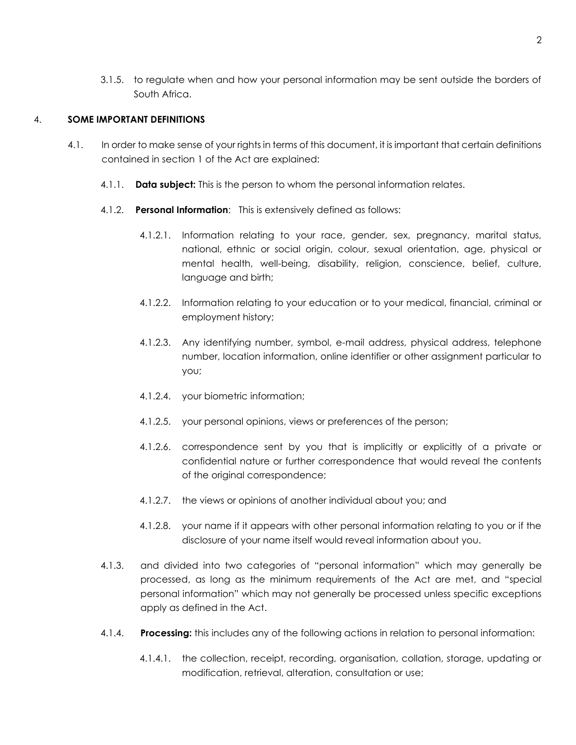3.1.5. to regulate when and how your personal information may be sent outside the borders of South Africa.

## 4. SOME IMPORTANT DEFINITIONS

4.1. In order to make sense of your rights in terms of this document, it is important that certain definitions contained in section 1 of the Act are explained:

4.1.1. **Data subject:** This is the person to whom the personal information relates.

4.1.2. **Personal Information**: This is extensively defined as follows:

4.1.2.1. Information relating to your race, gender, sex, pregnancy, marital status, national, ethnic or social origin, colour, sexual orientation, age, physical or mental health, well-being, disability, religion, conscience, belief, culture, language and birth;

4.1.2.2. Information relating to your education or to your medical, financial, criminal or employment history;

4.1.2.3. Any identifying number, symbol, e-mail address, physical address, telephone number, location information, online identifier or other assignment particular to you;

4.1.2.4. your biometric information;

4.1.2.5. your personal opinions, views or preferences of the person;

4.1.2.6. correspondence sent by you that is implicitly or explicitly of a private or confidential nature or further correspondence that would reveal the contents of the original correspondence;

4.1.2.7. the views or opinions of another individual about you; and

4.1.2.8. your name if it appears with other personal information relating to you or if the disclosure of your name itself would reveal information about you.

4.1.3. and divided into two categories of "personal information" which may generally be processed, as long as the minimum requirements of the Act are met, and "special personal information" which may not generally be processed unless specific exceptions apply as defined in the Act.

4.1.4. **Processing:** this includes any of the following actions in relation to personal information:

4.1.4.1. the collection, receipt, recording, organisation, collation, storage, updating or modification, retrieval, alteration, consultation or use;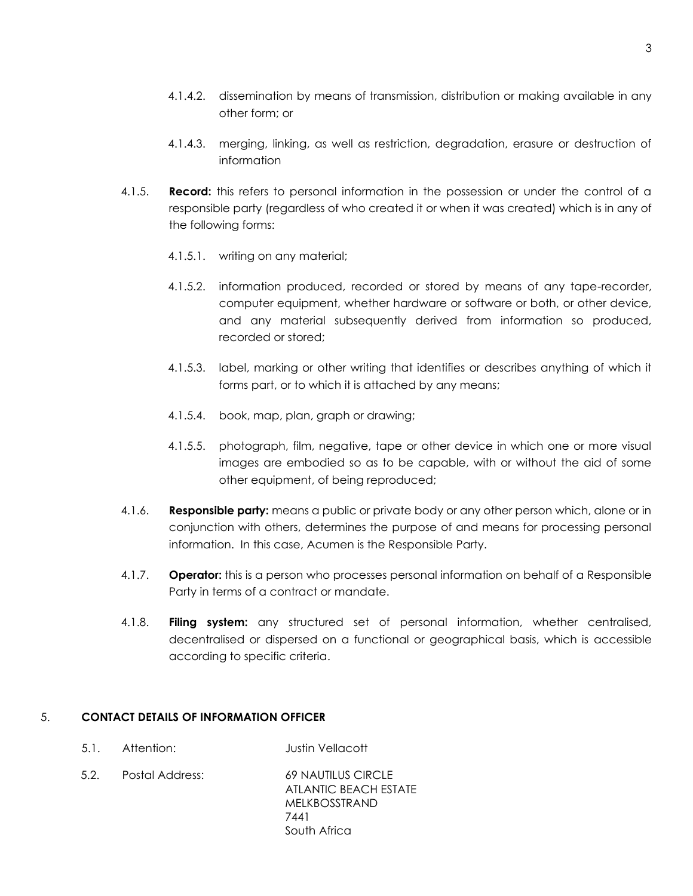4.1.4.2. dissemination by means of transmission, distribution or making available in any other form; or

4.1.4.3. merging, linking, as well as restriction, degradation, erasure or destruction of information

4.1.5. **Record:** this refers to personal information in the possession or under the control of a responsible party (regardless of who created it or when it was created) which is in any of the following forms:

4.1.5.1. writing on any material;

4.1.5.2. information produced, recorded or stored by means of any tape-recorder, computer equipment, whether hardware or software or both, or other device, and any material subsequently derived from information so produced, recorded or stored;

4.1.5.3. label, marking or other writing that identifies or describes anything of which it forms part, or to which it is attached by any means;

4.1.5.4. book, map, plan, graph or drawing;

4.1.5.5. photograph, film, negative, tape or other device in which one or more visual images are embodied so as to be capable, with or without the aid of some other equipment, of being reproduced;

4.1.6. **Responsible party:** means a public or private body or any other person which, alone or in conjunction with others, determines the purpose of and means for processing personal information. In this case, Acumen is the Responsible Party.

4.1.7. **Operator:** this is a person who processes personal information on behalf of a Responsible Party in terms of a contract or mandate.

4.1.8. **Filing system:** any structured set of personal information, whether centralised, decentralised or dispersed on a functional or geographical basis, which is accessible according to specific criteria.

## 5. CONTACT DETAILS OF INFORMATION OFFICER

5.1. Attention: Justin Vellacott

5.2. Postal Address:
69 NAUTILUS CIRCLE
ATLANTIC BEACH ESTATE
MELKBOSSTRAND
7441
South Africa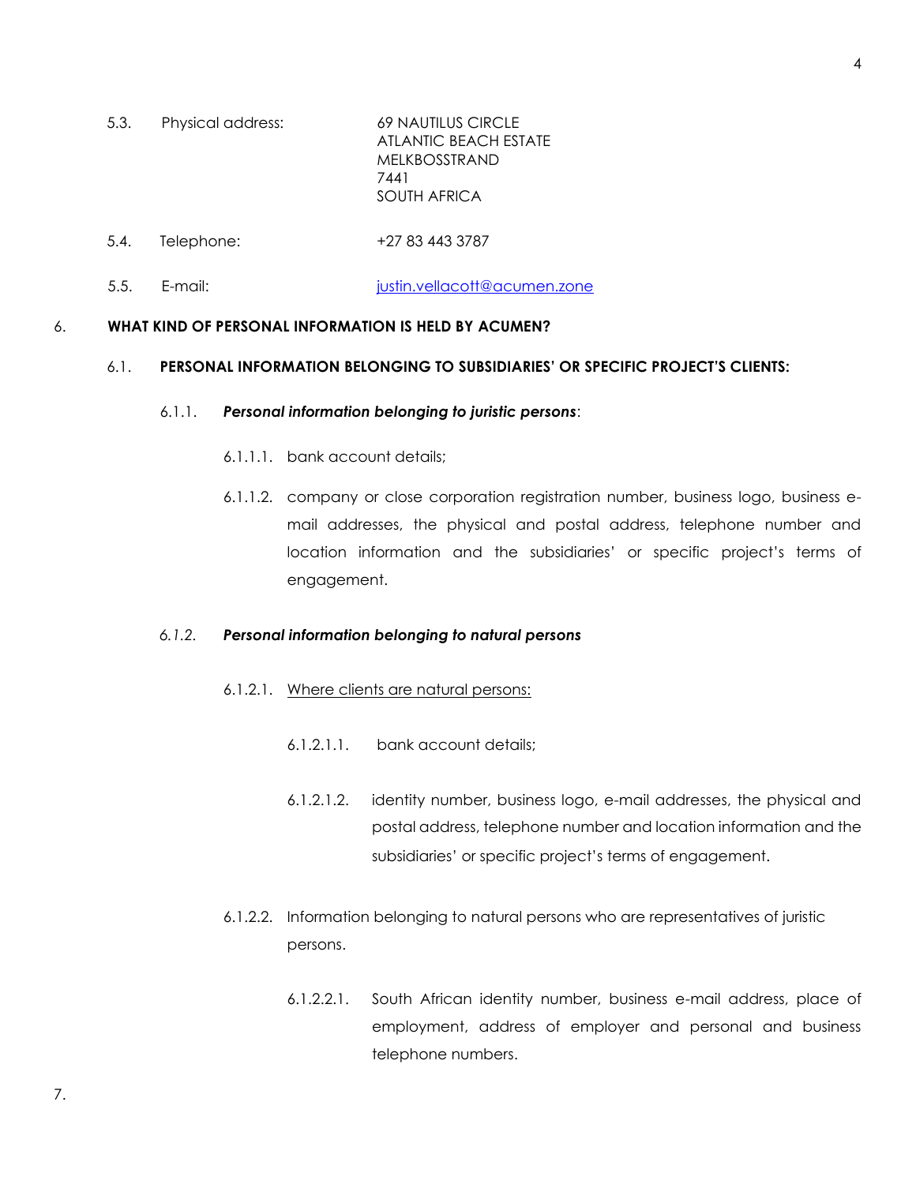5.3. Physical address: 69 NAUTILUS CIRCLE
ATLANTIC BEACH ESTATE
MELKBOSSTRAND
7441
SOUTH AFRICA

5.4. Telephone: +27 83 443 3787

5.5. E-mail: justin.vellacott@acumen.zone

## 6. WHAT KIND OF PERSONAL INFORMATION IS HELD BY ACUMEN?

### 6.1. PERSONAL INFORMATION BELONGING TO SUBSIDIARIES' OR SPECIFIC PROJECT'S CLIENTS:

6.1.1. ***Personal information belonging to juristic persons***:

6.1.1.1. bank account details;

6.1.1.2. company or close corporation registration number, business logo, business e-mail addresses, the physical and postal address, telephone number and location information and the subsidiaries' or specific project's terms of engagement.

*6.1.2.* ***Personal information belonging to natural persons***

6.1.2.1. <u>Where clients are natural persons:</u>

6.1.2.1.1. bank account details;

6.1.2.1.2. identity number, business logo, e-mail addresses, the physical and postal address, telephone number and location information and the subsidiaries' or specific project's terms of engagement.

6.1.2.2. Information belonging to natural persons who are representatives of juristic persons.

6.1.2.2.1. South African identity number, business e-mail address, place of employment, address of employer and personal and business telephone numbers.

7.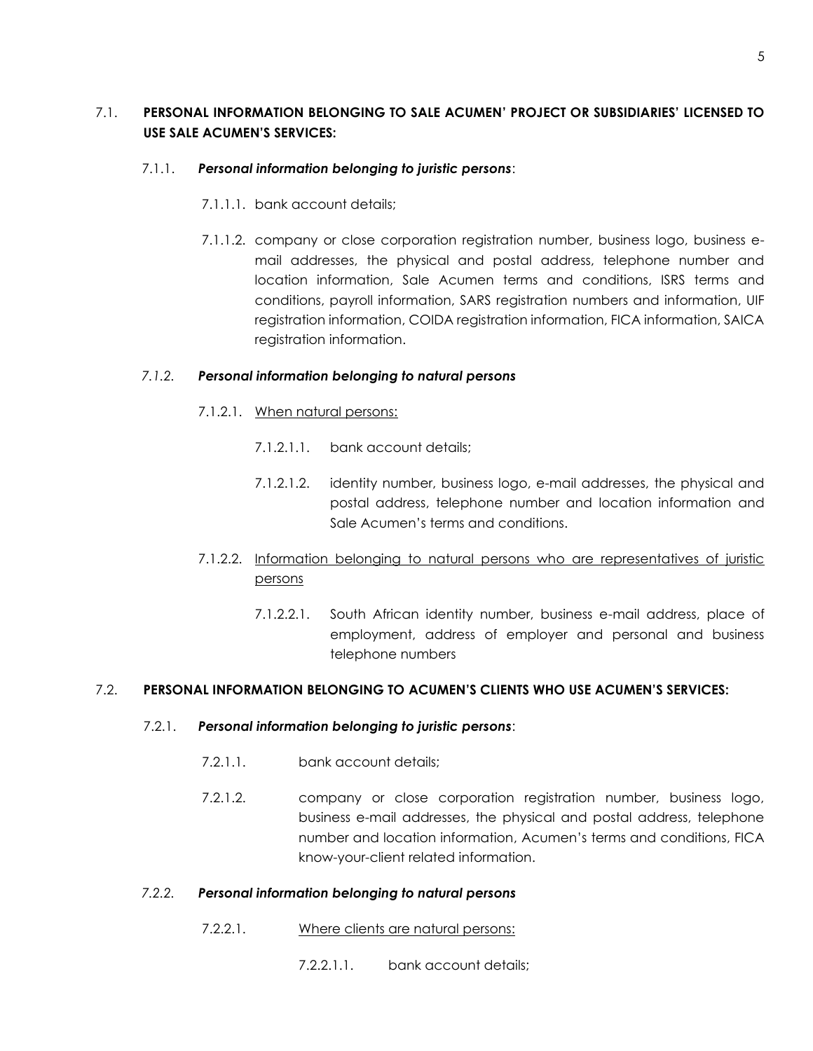7.1. **PERSONAL INFORMATION BELONGING TO SALE ACUMEN' PROJECT OR SUBSIDIARIES' LICENSED TO USE SALE ACUMEN'S SERVICES:**

7.1.1. ***Personal information belonging to juristic persons***:

7.1.1.1. bank account details;

7.1.1.2. company or close corporation registration number, business logo, business e-mail addresses, the physical and postal address, telephone number and location information, Sale Acumen terms and conditions, ISRS terms and conditions, payroll information, SARS registration numbers and information, UIF registration information, COIDA registration information, FICA information, SAICA registration information.

*7.1.2.* ***Personal information belonging to natural persons***

7.1.2.1. <u>When natural persons:</u>

7.1.2.1.1. bank account details;

7.1.2.1.2. identity number, business logo, e-mail addresses, the physical and postal address, telephone number and location information and Sale Acumen's terms and conditions.

7.1.2.2. <u>Information belonging to natural persons who are representatives of juristic persons</u>

7.1.2.2.1. South African identity number, business e-mail address, place of employment, address of employer and personal and business telephone numbers

7.2. **PERSONAL INFORMATION BELONGING TO ACUMEN'S CLIENTS WHO USE ACUMEN'S SERVICES:**

7.2.1. ***Personal information belonging to juristic persons***:

7.2.1.1. bank account details;

7.2.1.2. company or close corporation registration number, business logo, business e-mail addresses, the physical and postal address, telephone number and location information, Acumen's terms and conditions, FICA know-your-client related information.

*7.2.2.* ***Personal information belonging to natural persons***

7.2.2.1. <u>Where clients are natural persons:</u>

7.2.2.1.1. bank account details;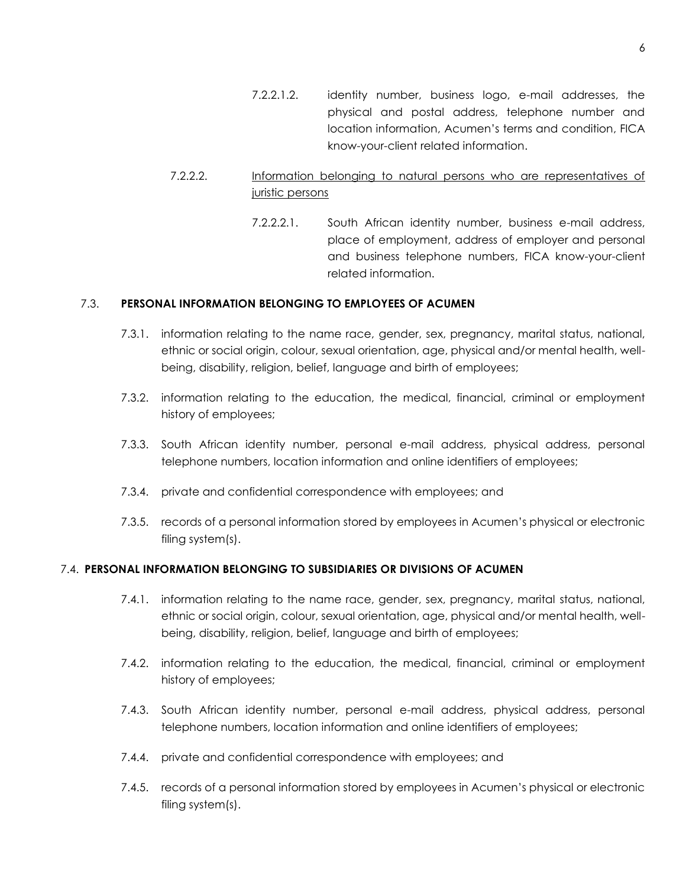7.2.2.1.2. identity number, business logo, e-mail addresses, the physical and postal address, telephone number and location information, Acumen's terms and condition, FICA know-your-client related information.

7.2.2.2. Information belonging to natural persons who are representatives of juristic persons

7.2.2.2.1. South African identity number, business e-mail address, place of employment, address of employer and personal and business telephone numbers, FICA know-your-client related information.

7.3. **PERSONAL INFORMATION BELONGING TO EMPLOYEES OF ACUMEN**

7.3.1. information relating to the name race, gender, sex, pregnancy, marital status, national, ethnic or social origin, colour, sexual orientation, age, physical and/or mental health, well-being, disability, religion, belief, language and birth of employees;

7.3.2. information relating to the education, the medical, financial, criminal or employment history of employees;

7.3.3. South African identity number, personal e-mail address, physical address, personal telephone numbers, location information and online identifiers of employees;

7.3.4. private and confidential correspondence with employees; and

7.3.5. records of a personal information stored by employees in Acumen's physical or electronic filing system(s).

7.4. **PERSONAL INFORMATION BELONGING TO SUBSIDIARIES OR DIVISIONS OF ACUMEN**

7.4.1. information relating to the name race, gender, sex, pregnancy, marital status, national, ethnic or social origin, colour, sexual orientation, age, physical and/or mental health, well-being, disability, religion, belief, language and birth of employees;

7.4.2. information relating to the education, the medical, financial, criminal or employment history of employees;

7.4.3. South African identity number, personal e-mail address, physical address, personal telephone numbers, location information and online identifiers of employees;

7.4.4. private and confidential correspondence with employees; and

7.4.5. records of a personal information stored by employees in Acumen's physical or electronic filing system(s).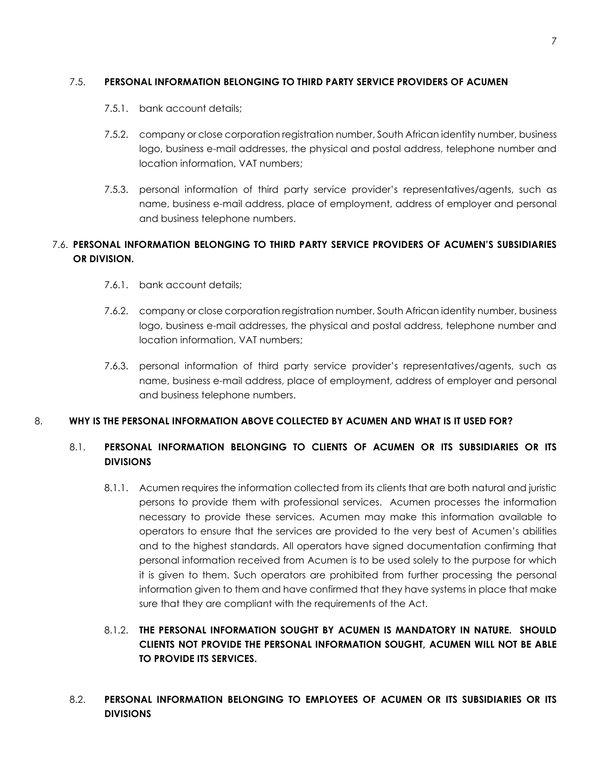### 7.5. PERSONAL INFORMATION BELONGING TO THIRD PARTY SERVICE PROVIDERS OF ACUMEN

7.5.1. bank account details;

7.5.2. company or close corporation registration number, South African identity number, business logo, business e-mail addresses, the physical and postal address, telephone number and location information, VAT numbers;

7.5.3. personal information of third party service provider's representatives/agents, such as name, business e-mail address, place of employment, address of employer and personal and business telephone numbers.

### 7.6. PERSONAL INFORMATION BELONGING TO THIRD PARTY SERVICE PROVIDERS OF ACUMEN'S SUBSIDIARIES OR DIVISION.

7.6.1. bank account details;

7.6.2. company or close corporation registration number, South African identity number, business logo, business e-mail addresses, the physical and postal address, telephone number and location information, VAT numbers;

7.6.3. personal information of third party service provider's representatives/agents, such as name, business e-mail address, place of employment, address of employer and personal and business telephone numbers.

## 8. WHY IS THE PERSONAL INFORMATION ABOVE COLLECTED BY ACUMEN AND WHAT IS IT USED FOR?

### 8.1. PERSONAL INFORMATION BELONGING TO CLIENTS OF ACUMEN OR ITS SUBSIDIARIES OR ITS DIVISIONS

8.1.1. Acumen requires the information collected from its clients that are both natural and juristic persons to provide them with professional services. Acumen processes the information necessary to provide these services. Acumen may make this information available to operators to ensure that the services are provided to the very best of Acumen's abilities and to the highest standards. All operators have signed documentation confirming that personal information received from Acumen is to be used solely to the purpose for which it is given to them. Such operators are prohibited from further processing the personal information given to them and have confirmed that they have systems in place that make sure that they are compliant with the requirements of the Act.

8.1.2. **THE PERSONAL INFORMATION SOUGHT BY ACUMEN IS MANDATORY IN NATURE. SHOULD CLIENTS NOT PROVIDE THE PERSONAL INFORMATION SOUGHT, ACUMEN WILL NOT BE ABLE TO PROVIDE ITS SERVICES.**

### 8.2. PERSONAL INFORMATION BELONGING TO EMPLOYEES OF ACUMEN OR ITS SUBSIDIARIES OR ITS DIVISIONS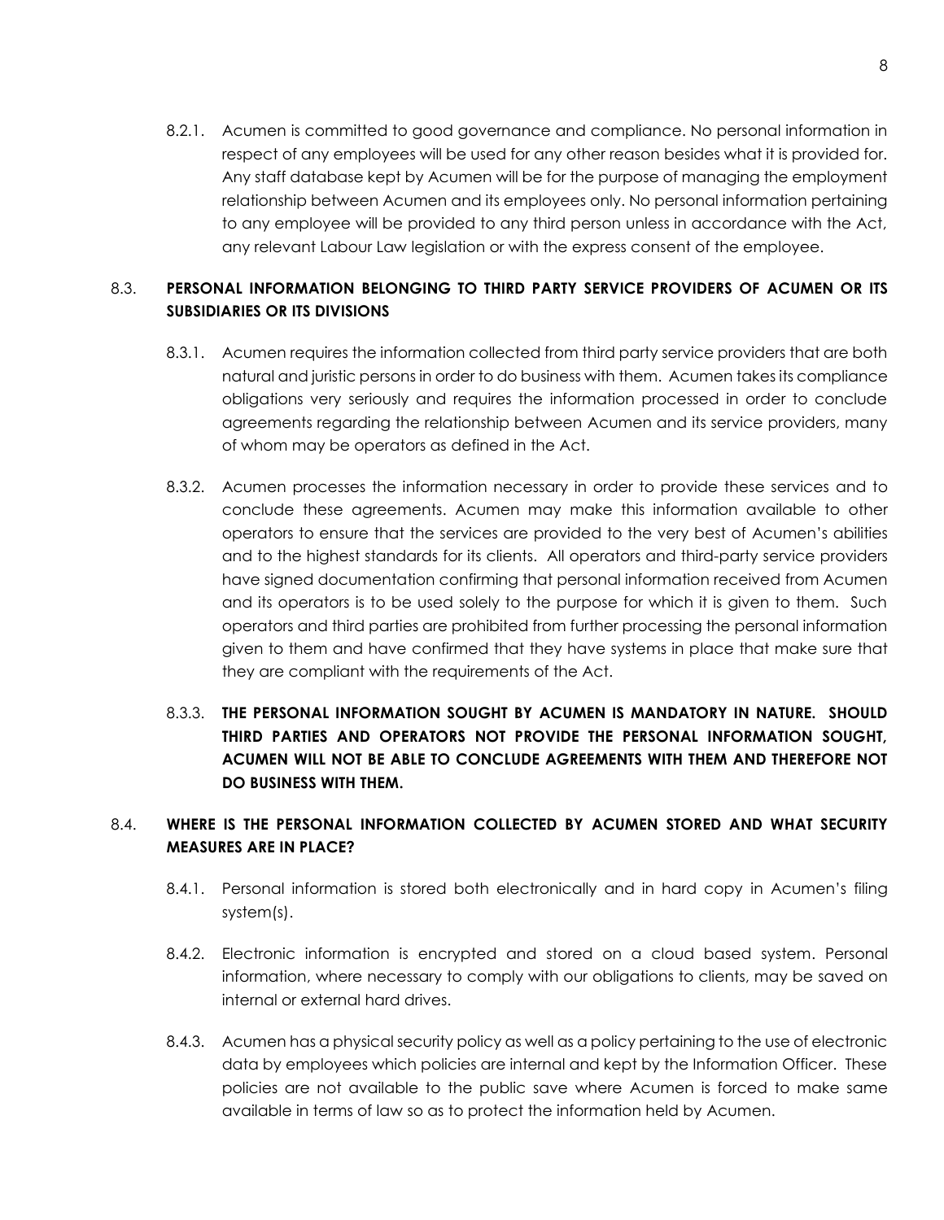8.2.1. Acumen is committed to good governance and compliance. No personal information in respect of any employees will be used for any other reason besides what it is provided for. Any staff database kept by Acumen will be for the purpose of managing the employment relationship between Acumen and its employees only. No personal information pertaining to any employee will be provided to any third person unless in accordance with the Act, any relevant Labour Law legislation or with the express consent of the employee.

8.3. **PERSONAL INFORMATION BELONGING TO THIRD PARTY SERVICE PROVIDERS OF ACUMEN OR ITS SUBSIDIARIES OR ITS DIVISIONS**

8.3.1. Acumen requires the information collected from third party service providers that are both natural and juristic persons in order to do business with them. Acumen takes its compliance obligations very seriously and requires the information processed in order to conclude agreements regarding the relationship between Acumen and its service providers, many of whom may be operators as defined in the Act.

8.3.2. Acumen processes the information necessary in order to provide these services and to conclude these agreements. Acumen may make this information available to other operators to ensure that the services are provided to the very best of Acumen's abilities and to the highest standards for its clients. All operators and third-party service providers have signed documentation confirming that personal information received from Acumen and its operators is to be used solely to the purpose for which it is given to them. Such operators and third parties are prohibited from further processing the personal information given to them and have confirmed that they have systems in place that make sure that they are compliant with the requirements of the Act.

8.3.3. **THE PERSONAL INFORMATION SOUGHT BY ACUMEN IS MANDATORY IN NATURE. SHOULD THIRD PARTIES AND OPERATORS NOT PROVIDE THE PERSONAL INFORMATION SOUGHT, ACUMEN WILL NOT BE ABLE TO CONCLUDE AGREEMENTS WITH THEM AND THEREFORE NOT DO BUSINESS WITH THEM.**

8.4. **WHERE IS THE PERSONAL INFORMATION COLLECTED BY ACUMEN STORED AND WHAT SECURITY MEASURES ARE IN PLACE?**

8.4.1. Personal information is stored both electronically and in hard copy in Acumen's filing system(s).

8.4.2. Electronic information is encrypted and stored on a cloud based system. Personal information, where necessary to comply with our obligations to clients, may be saved on internal or external hard drives.

8.4.3. Acumen has a physical security policy as well as a policy pertaining to the use of electronic data by employees which policies are internal and kept by the Information Officer. These policies are not available to the public save where Acumen is forced to make same available in terms of law so as to protect the information held by Acumen.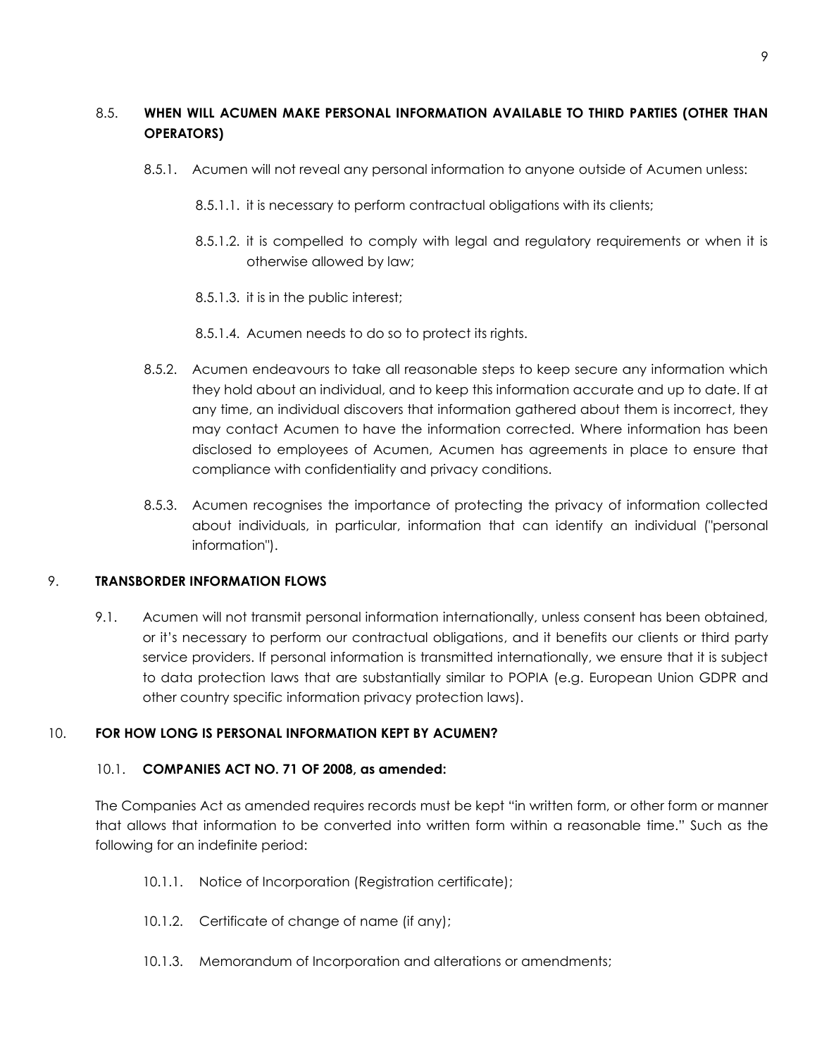### 8.5. WHEN WILL ACUMEN MAKE PERSONAL INFORMATION AVAILABLE TO THIRD PARTIES (OTHER THAN OPERATORS)

8.5.1. Acumen will not reveal any personal information to anyone outside of Acumen unless:

8.5.1.1. it is necessary to perform contractual obligations with its clients;

8.5.1.2. it is compelled to comply with legal and regulatory requirements or when it is otherwise allowed by law;

8.5.1.3. it is in the public interest;

8.5.1.4. Acumen needs to do so to protect its rights.

8.5.2. Acumen endeavours to take all reasonable steps to keep secure any information which they hold about an individual, and to keep this information accurate and up to date. If at any time, an individual discovers that information gathered about them is incorrect, they may contact Acumen to have the information corrected. Where information has been disclosed to employees of Acumen, Acumen has agreements in place to ensure that compliance with confidentiality and privacy conditions.

8.5.3. Acumen recognises the importance of protecting the privacy of information collected about individuals, in particular, information that can identify an individual ("personal information").

## 9. TRANSBORDER INFORMATION FLOWS

9.1. Acumen will not transmit personal information internationally, unless consent has been obtained, or it's necessary to perform our contractual obligations, and it benefits our clients or third party service providers. If personal information is transmitted internationally, we ensure that it is subject to data protection laws that are substantially similar to POPIA (e.g. European Union GDPR and other country specific information privacy protection laws).

## 10. FOR HOW LONG IS PERSONAL INFORMATION KEPT BY ACUMEN?

### 10.1. COMPANIES ACT NO. 71 OF 2008, as amended:

The Companies Act as amended requires records must be kept "in written form, or other form or manner that allows that information to be converted into written form within a reasonable time." Such as the following for an indefinite period:

10.1.1. Notice of Incorporation (Registration certificate);

10.1.2. Certificate of change of name (if any);

10.1.3. Memorandum of Incorporation and alterations or amendments;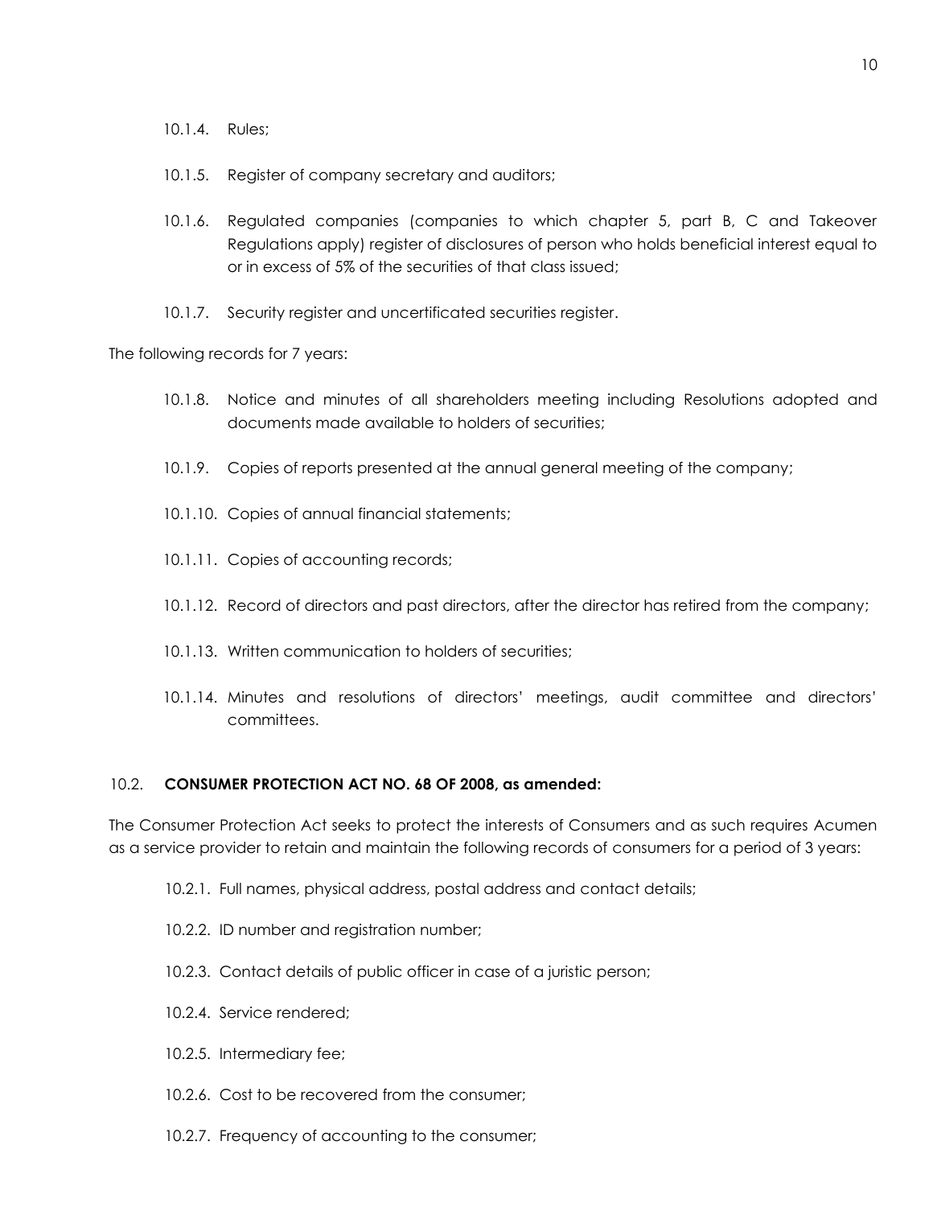10.1.4. Rules;

10.1.5. Register of company secretary and auditors;

10.1.6. Regulated companies (companies to which chapter 5, part B, C and Takeover Regulations apply) register of disclosures of person who holds beneficial interest equal to or in excess of 5% of the securities of that class issued;

10.1.7. Security register and uncertificated securities register.

The following records for 7 years:

10.1.8. Notice and minutes of all shareholders meeting including Resolutions adopted and documents made available to holders of securities;

10.1.9. Copies of reports presented at the annual general meeting of the company;

10.1.10. Copies of annual financial statements;

10.1.11. Copies of accounting records;

10.1.12. Record of directors and past directors, after the director has retired from the company;

10.1.13. Written communication to holders of securities;

10.1.14. Minutes and resolutions of directors' meetings, audit committee and directors' committees.

10.2. **CONSUMER PROTECTION ACT NO. 68 OF 2008, as amended:**

The Consumer Protection Act seeks to protect the interests of Consumers and as such requires Acumen as a service provider to retain and maintain the following records of consumers for a period of 3 years:

10.2.1. Full names, physical address, postal address and contact details;

10.2.2. ID number and registration number;

10.2.3. Contact details of public officer in case of a juristic person;

10.2.4. Service rendered;

10.2.5. Intermediary fee;

10.2.6. Cost to be recovered from the consumer;

10.2.7. Frequency of accounting to the consumer;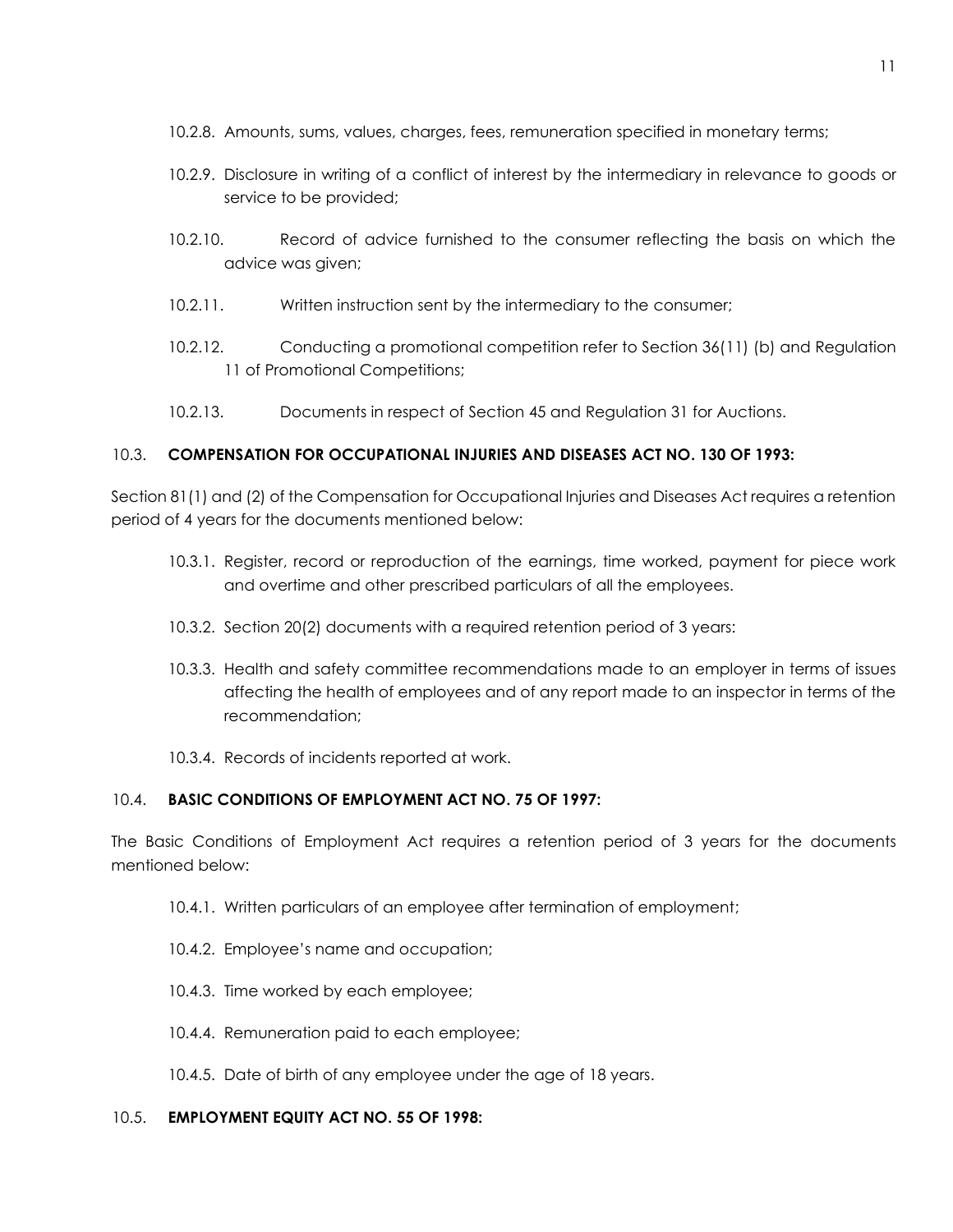10.2.8. Amounts, sums, values, charges, fees, remuneration specified in monetary terms;

10.2.9. Disclosure in writing of a conflict of interest by the intermediary in relevance to goods or service to be provided;

10.2.10. Record of advice furnished to the consumer reflecting the basis on which the advice was given;

10.2.11. Written instruction sent by the intermediary to the consumer;

10.2.12. Conducting a promotional competition refer to Section 36(11) (b) and Regulation 11 of Promotional Competitions;

10.2.13. Documents in respect of Section 45 and Regulation 31 for Auctions.

### 10.3. COMPENSATION FOR OCCUPATIONAL INJURIES AND DISEASES ACT NO. 130 OF 1993:

Section 81(1) and (2) of the Compensation for Occupational Injuries and Diseases Act requires a retention period of 4 years for the documents mentioned below:

10.3.1. Register, record or reproduction of the earnings, time worked, payment for piece work and overtime and other prescribed particulars of all the employees.

10.3.2. Section 20(2) documents with a required retention period of 3 years:

10.3.3. Health and safety committee recommendations made to an employer in terms of issues affecting the health of employees and of any report made to an inspector in terms of the recommendation;

10.3.4. Records of incidents reported at work.

### 10.4. BASIC CONDITIONS OF EMPLOYMENT ACT NO. 75 OF 1997:

The Basic Conditions of Employment Act requires a retention period of 3 years for the documents mentioned below:

10.4.1. Written particulars of an employee after termination of employment;

10.4.2. Employee's name and occupation;

10.4.3. Time worked by each employee;

10.4.4. Remuneration paid to each employee;

10.4.5. Date of birth of any employee under the age of 18 years.

### 10.5. EMPLOYMENT EQUITY ACT NO. 55 OF 1998: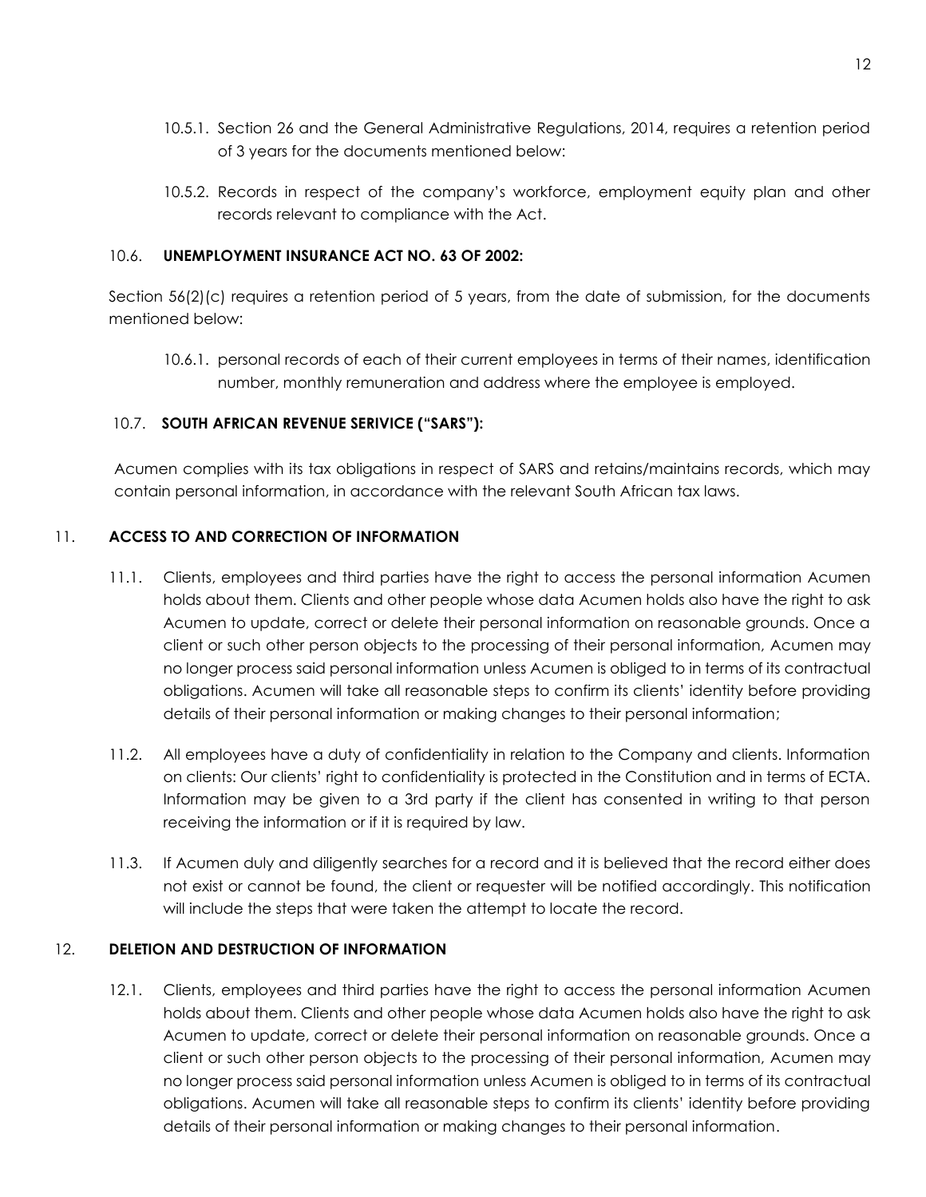10.5.1. Section 26 and the General Administrative Regulations, 2014, requires a retention period of 3 years for the documents mentioned below:

10.5.2. Records in respect of the company's workforce, employment equity plan and other records relevant to compliance with the Act.

### 10.6. UNEMPLOYMENT INSURANCE ACT NO. 63 OF 2002:

Section 56(2)(c) requires a retention period of 5 years, from the date of submission, for the documents mentioned below:

10.6.1. personal records of each of their current employees in terms of their names, identification number, monthly remuneration and address where the employee is employed.

### 10.7. SOUTH AFRICAN REVENUE SERIVICE ("SARS"):

Acumen complies with its tax obligations in respect of SARS and retains/maintains records, which may contain personal information, in accordance with the relevant South African tax laws.

## 11. ACCESS TO AND CORRECTION OF INFORMATION

11.1. Clients, employees and third parties have the right to access the personal information Acumen holds about them. Clients and other people whose data Acumen holds also have the right to ask Acumen to update, correct or delete their personal information on reasonable grounds. Once a client or such other person objects to the processing of their personal information, Acumen may no longer process said personal information unless Acumen is obliged to in terms of its contractual obligations. Acumen will take all reasonable steps to confirm its clients' identity before providing details of their personal information or making changes to their personal information;

11.2. All employees have a duty of confidentiality in relation to the Company and clients. Information on clients: Our clients' right to confidentiality is protected in the Constitution and in terms of ECTA. Information may be given to a 3rd party if the client has consented in writing to that person receiving the information or if it is required by law.

11.3. If Acumen duly and diligently searches for a record and it is believed that the record either does not exist or cannot be found, the client or requester will be notified accordingly. This notification will include the steps that were taken the attempt to locate the record.

## 12. DELETION AND DESTRUCTION OF INFORMATION

12.1. Clients, employees and third parties have the right to access the personal information Acumen holds about them. Clients and other people whose data Acumen holds also have the right to ask Acumen to update, correct or delete their personal information on reasonable grounds. Once a client or such other person objects to the processing of their personal information, Acumen may no longer process said personal information unless Acumen is obliged to in terms of its contractual obligations. Acumen will take all reasonable steps to confirm its clients' identity before providing details of their personal information or making changes to their personal information.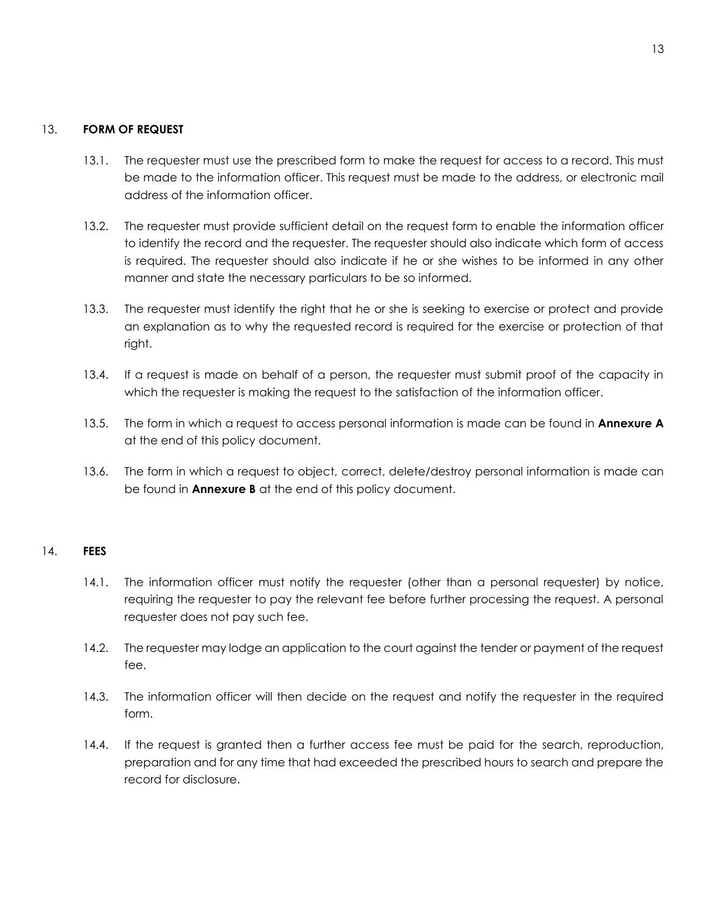## 13. FORM OF REQUEST

13.1. The requester must use the prescribed form to make the request for access to a record. This must be made to the information officer. This request must be made to the address, or electronic mail address of the information officer.

13.2. The requester must provide sufficient detail on the request form to enable the information officer to identify the record and the requester. The requester should also indicate which form of access is required. The requester should also indicate if he or she wishes to be informed in any other manner and state the necessary particulars to be so informed.

13.3. The requester must identify the right that he or she is seeking to exercise or protect and provide an explanation as to why the requested record is required for the exercise or protection of that right.

13.4. If a request is made on behalf of a person, the requester must submit proof of the capacity in which the requester is making the request to the satisfaction of the information officer.

13.5. The form in which a request to access personal information is made can be found in **Annexure A** at the end of this policy document.

13.6. The form in which a request to object, correct, delete/destroy personal information is made can be found in **Annexure B** at the end of this policy document.

## 14. FEES

14.1. The information officer must notify the requester (other than a personal requester) by notice, requiring the requester to pay the relevant fee before further processing the request. A personal requester does not pay such fee.

14.2. The requester may lodge an application to the court against the tender or payment of the request fee.

14.3. The information officer will then decide on the request and notify the requester in the required form.

14.4. If the request is granted then a further access fee must be paid for the search, reproduction, preparation and for any time that had exceeded the prescribed hours to search and prepare the record for disclosure.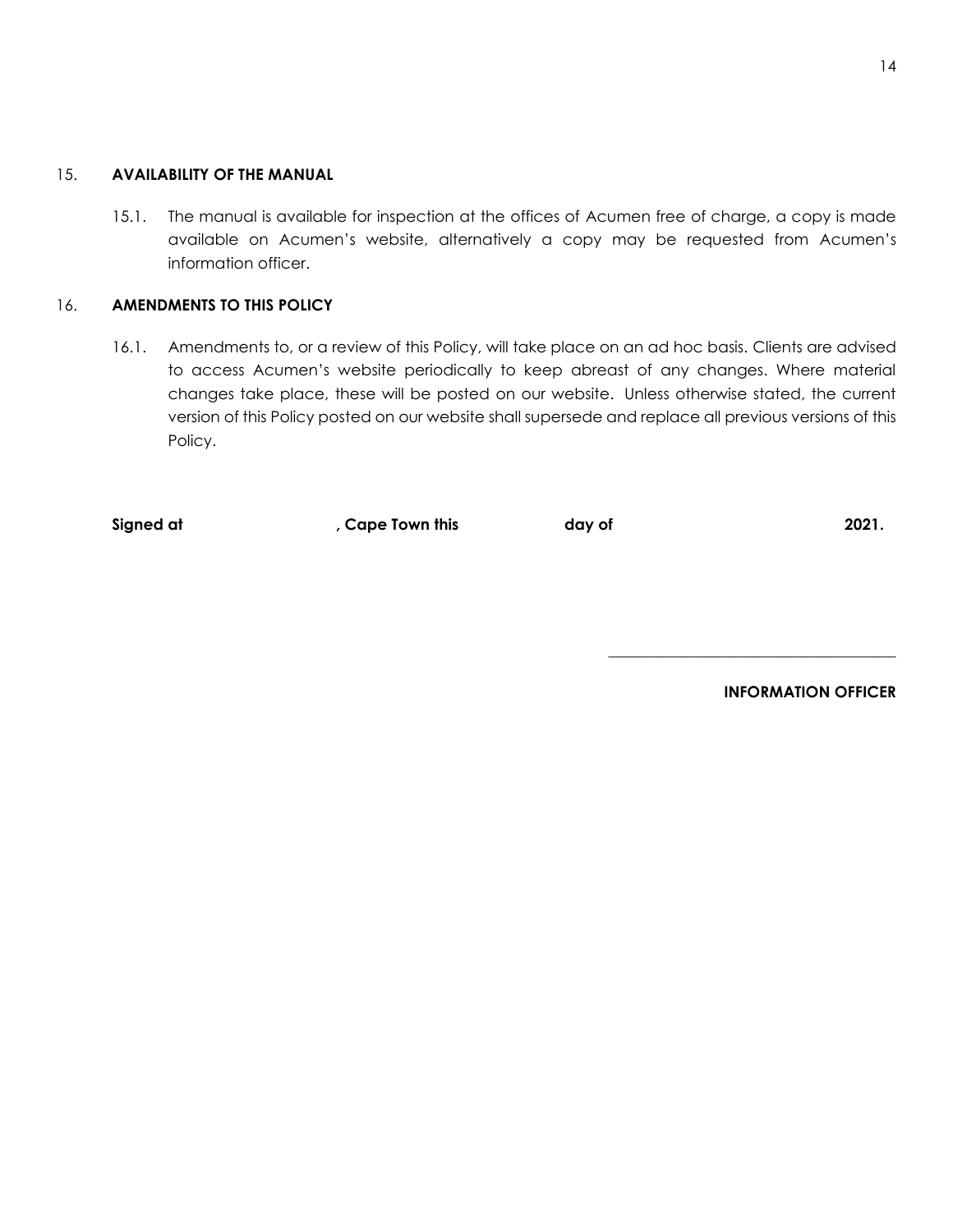## 15. AVAILABILITY OF THE MANUAL

15.1. The manual is available for inspection at the offices of Acumen free of charge, a copy is made available on Acumen's website, alternatively a copy may be requested from Acumen's information officer.

## 16. AMENDMENTS TO THIS POLICY

16.1. Amendments to, or a review of this Policy, will take place on an ad hoc basis. Clients are advised to access Acumen's website periodically to keep abreast of any changes. Where material changes take place, these will be posted on our website. Unless otherwise stated, the current version of this Policy posted on our website shall supersede and replace all previous versions of this Policy.

**Signed at , Cape Town this day of 2021.**

\_\_\_\_\_\_\_\_\_\_\_\_\_\_\_\_\_\_\_\_\_\_\_\_\_\_\_\_\_\_\_\_\_\_\_\_\_\_

**INFORMATION OFFICER**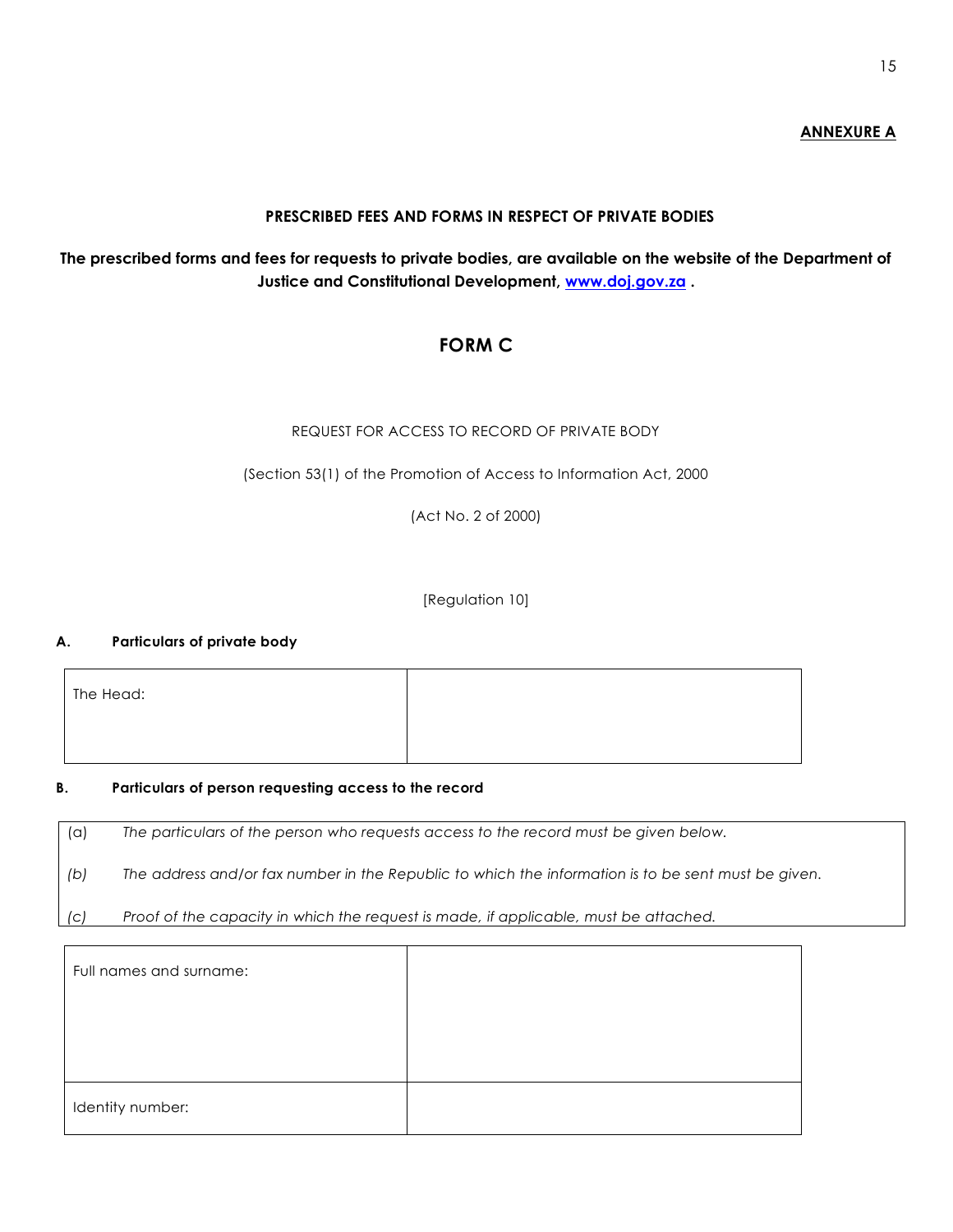**ANNEXURE A**

**PRESCRIBED FEES AND FORMS IN RESPECT OF PRIVATE BODIES**

**The prescribed forms and fees for requests to private bodies, are available on the website of the Department of Justice and Constitutional Development, [www.doj.gov.za](http://www.doj.gov.za) .**

## FORM C

REQUEST FOR ACCESS TO RECORD OF PRIVATE BODY

(Section 53(1) of the Promotion of Access to Information Act, 2000

(Act No. 2 of 2000)

[Regulation 10]

**A. Particulars of private body**

| The Head: | |
|---|---|

**B. Particulars of person requesting access to the record**

(a) *The particulars of the person who requests access to the record must be given below.*

(b) *The address and/or fax number in the Republic to which the information is to be sent must be given.*

(c) *Proof of the capacity in which the request is made, if applicable, must be attached.*

| Full names and surname: | |
|---|---|
| Identity number: | |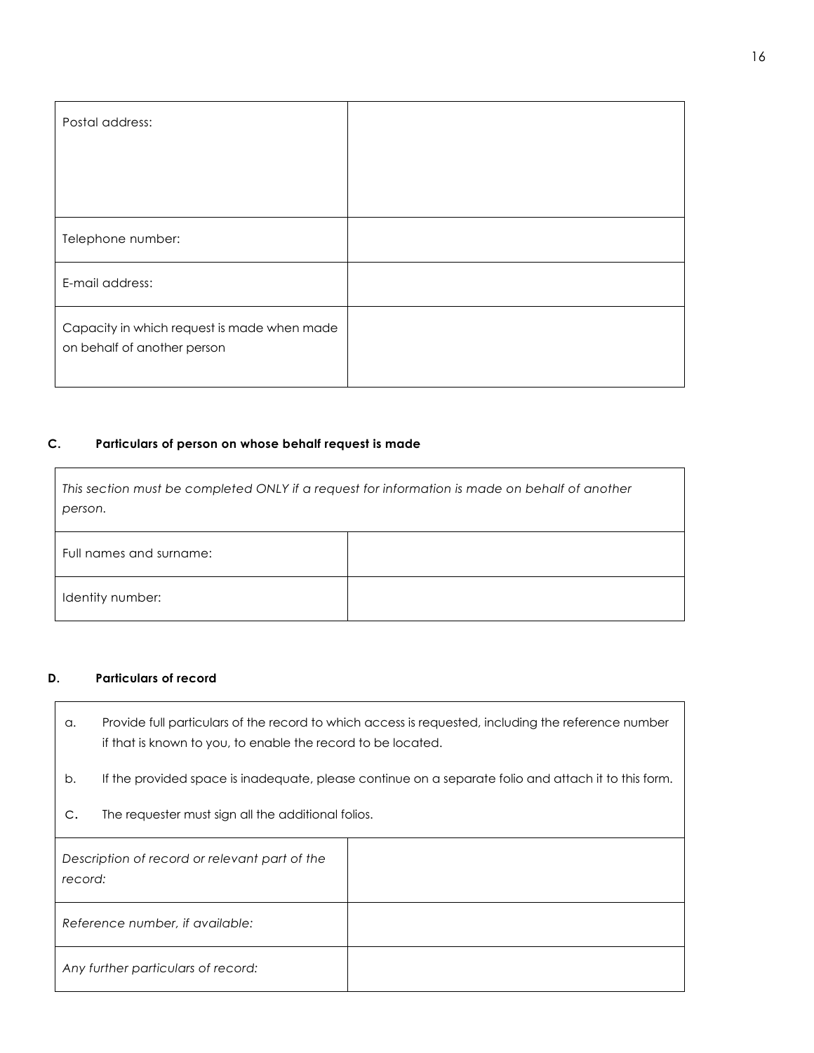| Postal address: | |
|---|---|
| Telephone number: | |
| E-mail address: | |
| Capacity in which request is made when made on behalf of another person | |

### C. Particulars of person on whose behalf request is made

*This section must be completed ONLY if a request for information is made on behalf of another person.*

| Full names and surname: | |
|---|---|
| Identity number: | |

### D. Particulars of record

a. Provide full particulars of the record to which access is requested, including the reference number if that is known to you, to enable the record to be located.

b. If the provided space is inadequate, please continue on a separate folio and attach it to this form.

c. The requester must sign all the additional folios.

| *Description of record or relevant part of the record:* | |
|---|---|
| *Reference number, if available:* | |
| *Any further particulars of record:* | |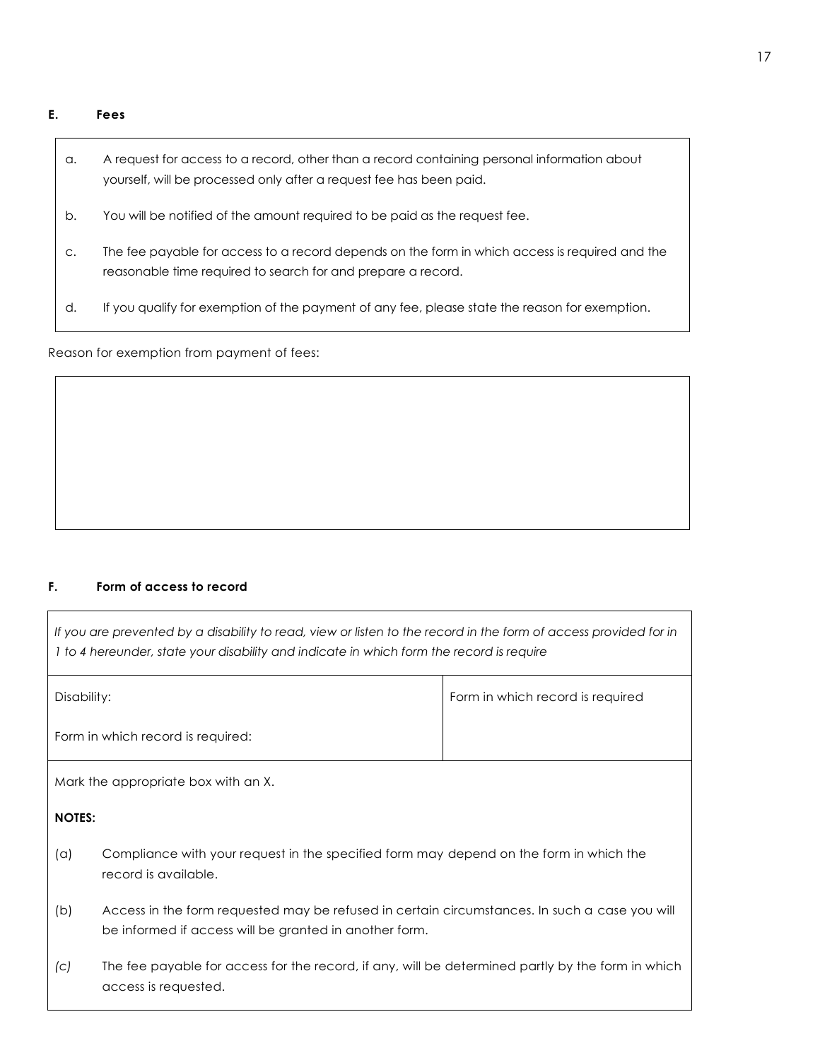**E. Fees**

| | |
|---|---|
| a. | A request for access to a record, other than a record containing personal information about yourself, will be processed only after a request fee has been paid. |
| b. | You will be notified of the amount required to be paid as the request fee. |
| c. | The fee payable for access to a record depends on the form in which access is required and the reasonable time required to search for and prepare a record. |
| d. | If you qualify for exemption of the payment of any fee, please state the reason for exemption. |

Reason for exemption from payment of fees:

| |
|---|
| |

**F. Form of access to record**

| | |
|---|---|
| *If you are prevented by a disability to read, view or listen to the record in the form of access provided for in 1 to 4 hereunder, state your disability and indicate in which form the record is require* | |
| Disability:<br><br>Form in which record is required: | Form in which record is required |
| Mark the appropriate box with an X. | |

**NOTES:**

(a) Compliance with your request in the specified form may depend on the form in which the record is available.

(b) Access in the form requested may be refused in certain circumstances. In such a case you will be informed if access will be granted in another form.

*(c)* The fee payable for access for the record, if any, will be determined partly by the form in which access is requested.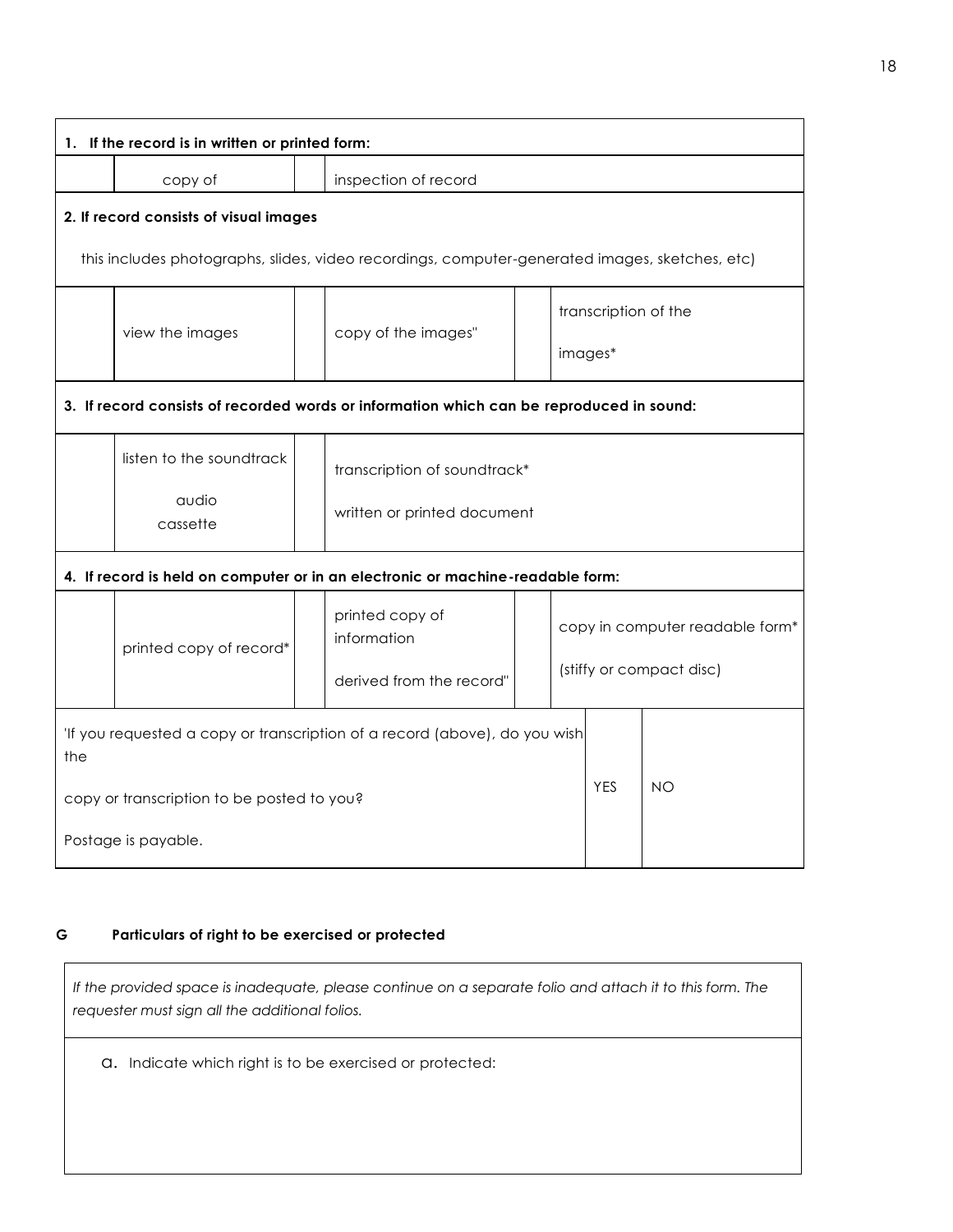| 1. If the record is in written or printed form: | | | | | | |
|---|---|---|---|---|---|---|
| | copy of | | inspection of record | | | |

**2. If record consists of visual images**

this includes photographs, slides, video recordings, computer-generated images, sketches, etc)

| | | | | | |
|---|---|---|---|---|---|
| | view the images | | copy of the images" | | transcription of the images* |

**3. If record consists of recorded words or information which can be reproduced in sound:**

| | | | |
|---|---|---|---|
| | listen to the soundtrack audio cassette | | transcription of soundtrack* written or printed document |

**4. If record is held on computer or in an electronic or machine-readable form:**

| | | | | | |
|---|---|---|---|---|---|
| | printed copy of record* | | printed copy of information derived from the record" | | copy in computer readable form* (stiffy or compact disc) |

| | | |
|---|---|---|
| 'If you requested a copy or transcription of a record (above), do you wish the copy or transcription to be posted to you? Postage is payable. | YES | NO |

**G Particulars of right to be exercised or protected**

*If the provided space is inadequate, please continue on a separate folio and attach it to this form. The requester must sign all the additional folios.*

a. Indicate which right is to be exercised or protected: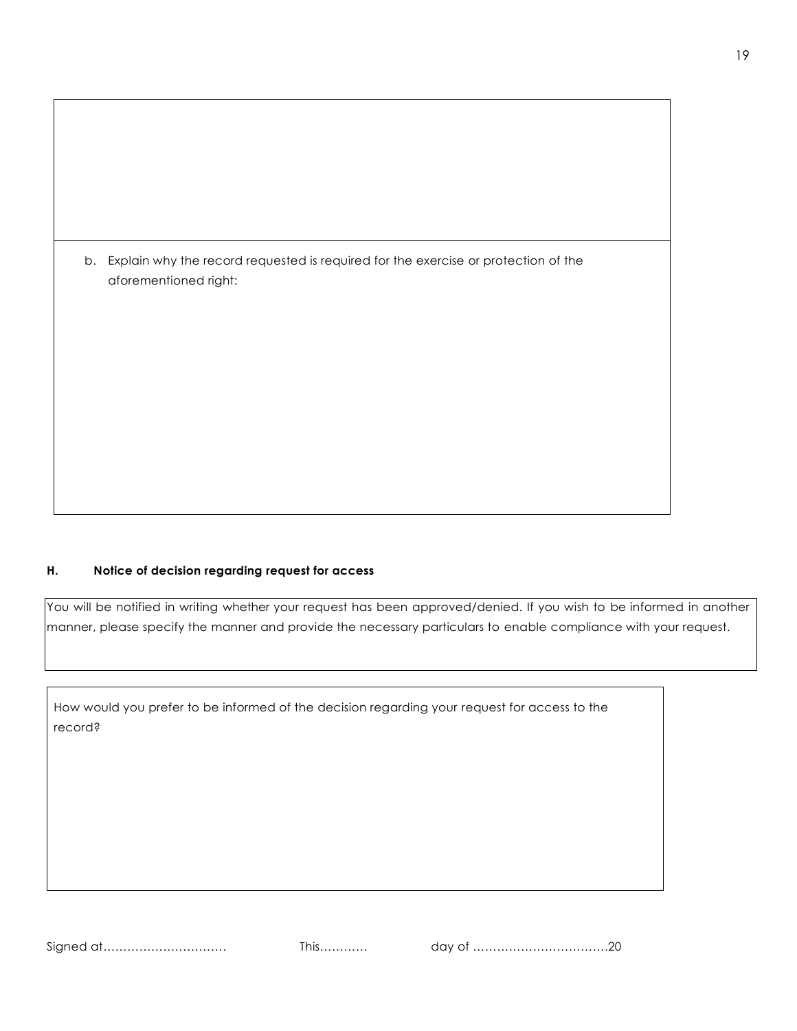b. Explain why the record requested is required for the exercise or protection of the aforementioned right:

### H. Notice of decision regarding request for access

You will be notified in writing whether your request has been approved/denied. If you wish to be informed in another manner, please specify the manner and provide the necessary particulars to enable compliance with your request.

How would you prefer to be informed of the decision regarding your request for access to the record?

Signed at………………………… This………… day of ……………………………20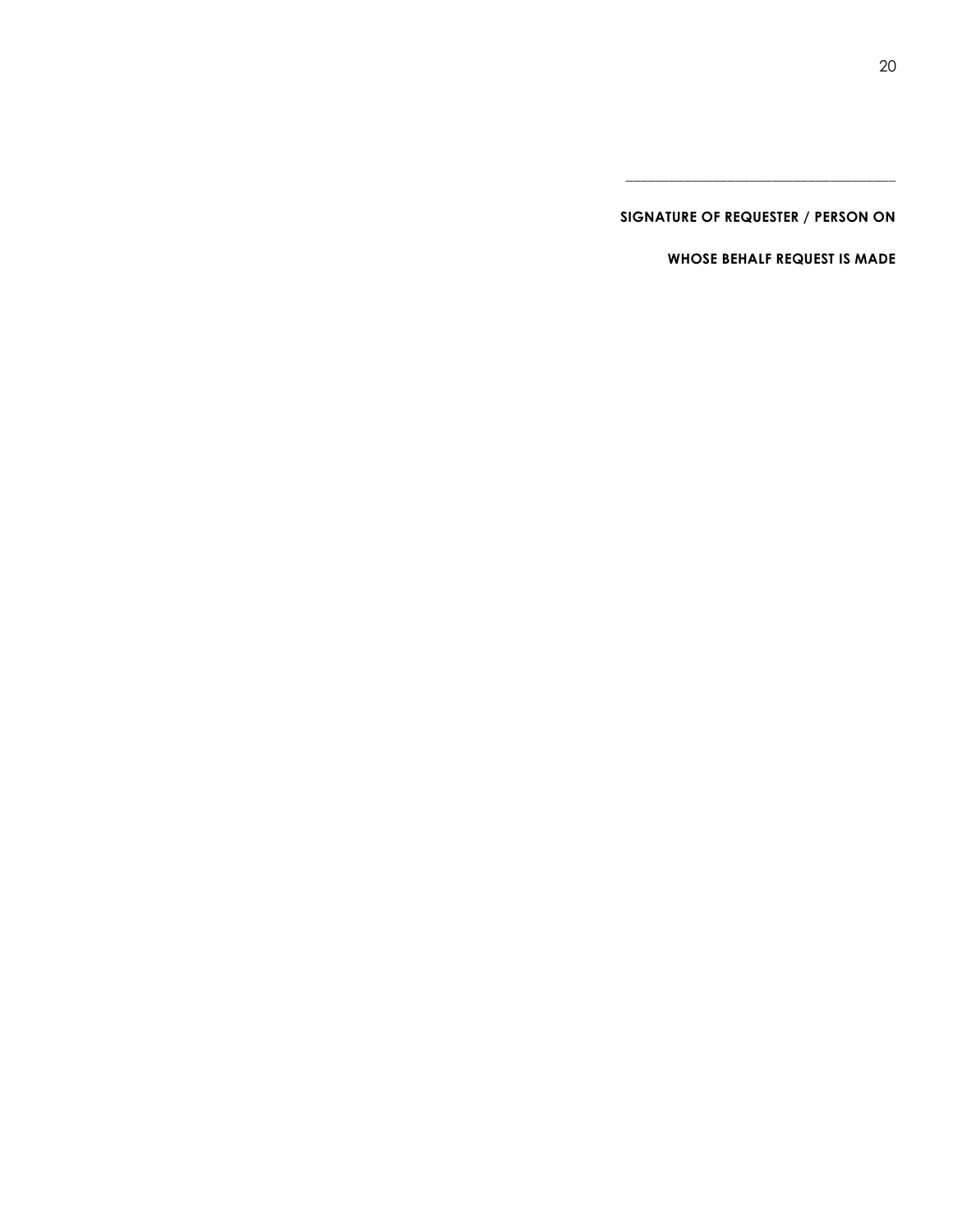\_\_\_\_\_\_\_\_\_\_\_\_\_\_\_\_\_\_\_\_\_\_\_\_\_\_\_\_\_\_\_\_\_\_\_\_

**SIGNATURE OF REQUESTER / PERSON ON**

**WHOSE BEHALF REQUEST IS MADE**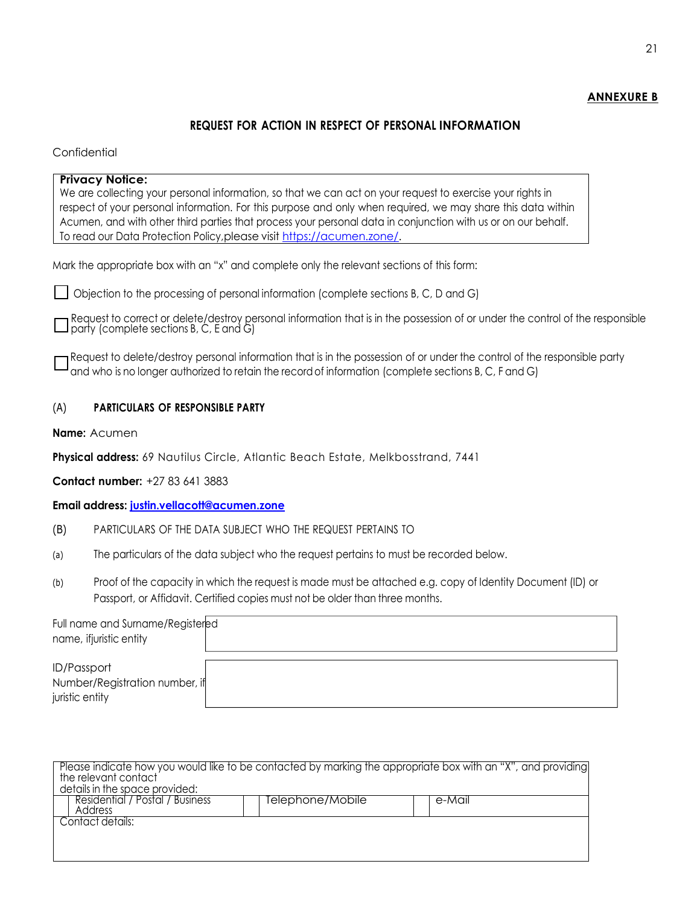**ANNEXURE B**

## REQUEST FOR ACTION IN RESPECT OF PERSONAL INFORMATION

Confidential

| **Privacy Notice:** We are collecting your personal information, so that we can act on your request to exercise your rights in respect of your personal information. For this purpose and only when required, we may share this data within Acumen, and with other third parties that process your personal data in conjunction with us or on our behalf. To read our Data Protection Policy,please visit https://acumen.zone/. |
|---|

Mark the appropriate box with an "x" and complete only the relevant sections of this form:

☐ Objection to the processing of personal information (complete sections B, C, D and G)

☐ Request to correct or delete/destroy personal information that is in the possession of or under the control of the responsible party (complete sections B, C, E and G)

☐ Request to delete/destroy personal information that is in the possession of or under the control of the responsible party and who is no longer authorized to retain the record of information (complete sections B, C, F and G)

(A) **PARTICULARS OF RESPONSIBLE PARTY**

**Name:** Acumen

**Physical address:** 69 Nautilus Circle, Atlantic Beach Estate, Melkbosstrand, 7441

**Contact number:** +27 83 641 3883

**Email address: justin.vellacott@acumen.zone**

(B) PARTICULARS OF THE DATA SUBJECT WHO THE REQUEST PERTAINS TO

(a) The particulars of the data subject who the request pertains to must be recorded below.

(b) Proof of the capacity in which the request is made must be attached e.g. copy of Identity Document (ID) or Passport, or Affidavit. Certified copies must not be older than three months.

| Full name and Surname/Registered name, ifjuristic entity | |
|---|---|
| ID/Passport Number/Registration number, if juristic entity | |

| Please indicate how you would like to be contacted by marking the appropriate box with an "X", and providing the relevant contact details in the space provided: | | | | | |
|---|---|---|---|---|---|
| ☐ | Residential / Postal / Business Address | ☐ | Telephone/Mobile | ☐ | e-Mail |
| Contact details: | | | | | |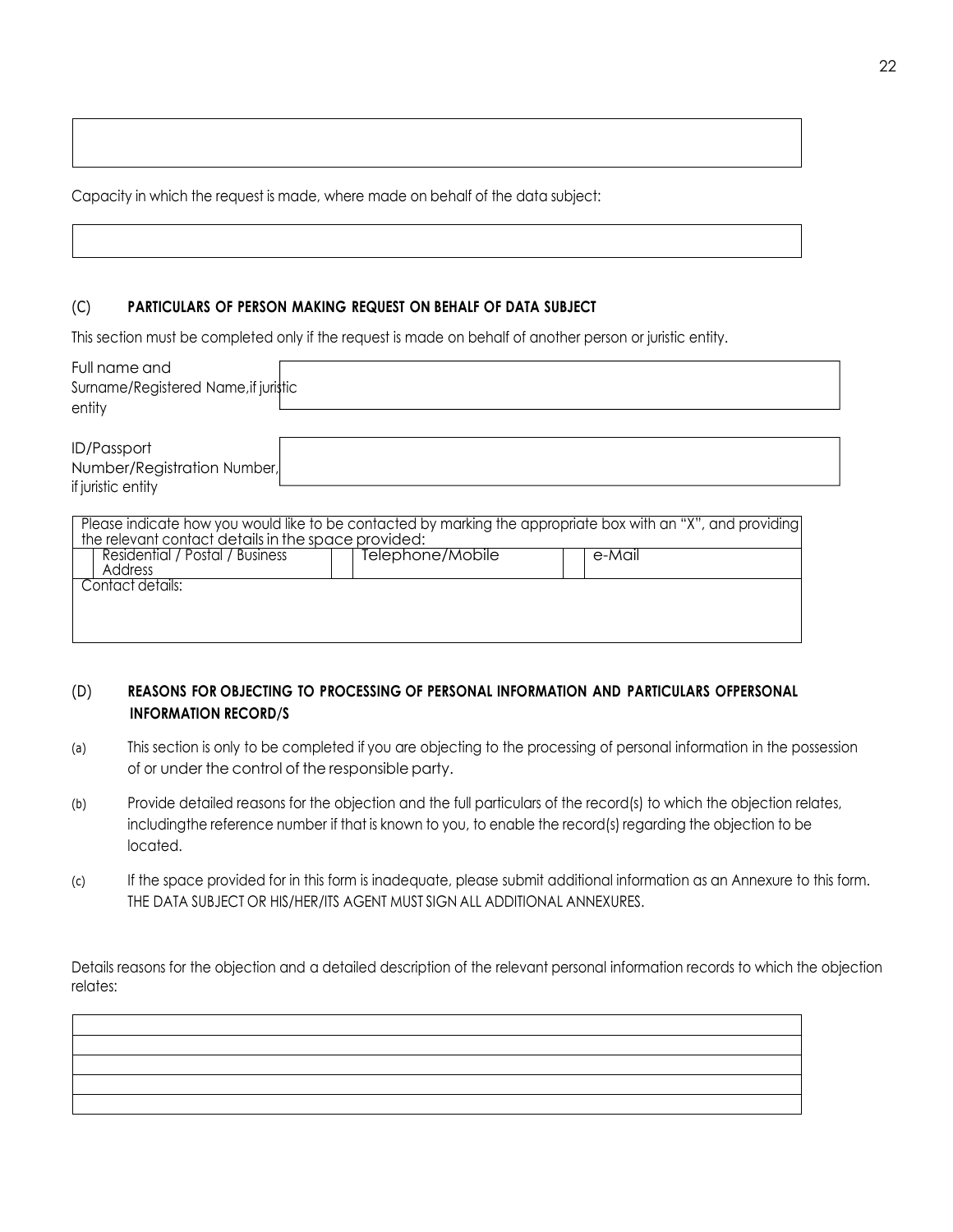Capacity in which the request is made, where made on behalf of the data subject:

(C) **PARTICULARS OF PERSON MAKING REQUEST ON BEHALF OF DATA SUBJECT**

This section must be completed only if the request is made on behalf of another person or juristic entity.

| Full name and Surname/Registered Name, if juristic entity | |
|---|---|

| ID/Passport Number/Registration Number, if juristic entity | |
|---|---|

| Please indicate how you would like to be contacted by marking the appropriate box with an "X", and providing the relevant contact details in the space provided: | | | | | |
|---|---|---|---|---|---|
| | Residential / Postal / Business Address | | Telephone/Mobile | | e-Mail |
| Contact details: | | | | | |

(D) **REASONS FOR OBJECTING TO PROCESSING OF PERSONAL INFORMATION AND PARTICULARS OFPERSONAL INFORMATION RECORD/S**

(a) This section is only to be completed if you are objecting to the processing of personal information in the possession of or under the control of the responsible party.

(b) Provide detailed reasons for the objection and the full particulars of the record(s) to which the objection relates, includingthe reference number if that is known to you, to enable the record(s) regarding the objection to be located.

(c) If the space provided for in this form is inadequate, please submit additional information as an Annexure to this form. THE DATA SUBJECT OR HIS/HER/ITS AGENT MUST SIGN ALL ADDITIONAL ANNEXURES.

Details reasons for the objection and a detailed description of the relevant personal information records to which the objection relates: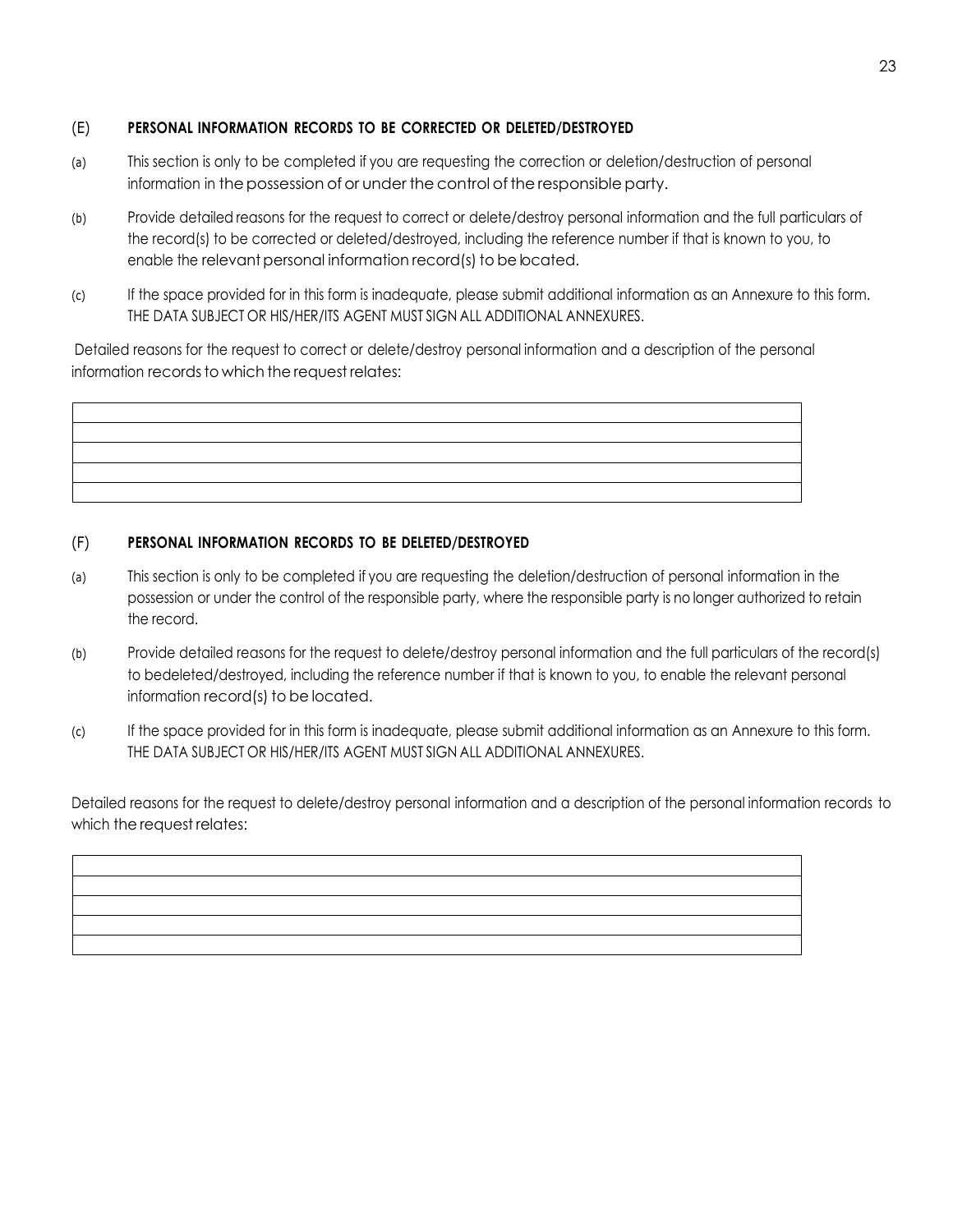## (E) PERSONAL INFORMATION RECORDS TO BE CORRECTED OR DELETED/DESTROYED

(a) This section is only to be completed if you are requesting the correction or deletion/destruction of personal information in the possession of or under the control of the responsible party.

(b) Provide detailed reasons for the request to correct or delete/destroy personal information and the full particulars of the record(s) to be corrected or deleted/destroyed, including the reference number if that is known to you, to enable the relevant personal information record(s) to be located.

(c) If the space provided for in this form is inadequate, please submit additional information as an Annexure to this form. THE DATA SUBJECT OR HIS/HER/ITS AGENT MUST SIGN ALL ADDITIONAL ANNEXURES.

Detailed reasons for the request to correct or delete/destroy personal information and a description of the personal information records to which the request relates:

| |
|---|
| |
| |
| |
| |

## (F) PERSONAL INFORMATION RECORDS TO BE DELETED/DESTROYED

(a) This section is only to be completed if you are requesting the deletion/destruction of personal information in the possession or under the control of the responsible party, where the responsible party is no longer authorized to retain the record.

(b) Provide detailed reasons for the request to delete/destroy personal information and the full particulars of the record(s) to bedeleted/destroyed, including the reference number if that is known to you, to enable the relevant personal information record(s) to be located.

(c) If the space provided for in this form is inadequate, please submit additional information as an Annexure to this form. THE DATA SUBJECT OR HIS/HER/ITS AGENT MUST SIGN ALL ADDITIONAL ANNEXURES.

Detailed reasons for the request to delete/destroy personal information and a description of the personal information records to which the request relates:

| |
|---|
| |
| |
| |
| |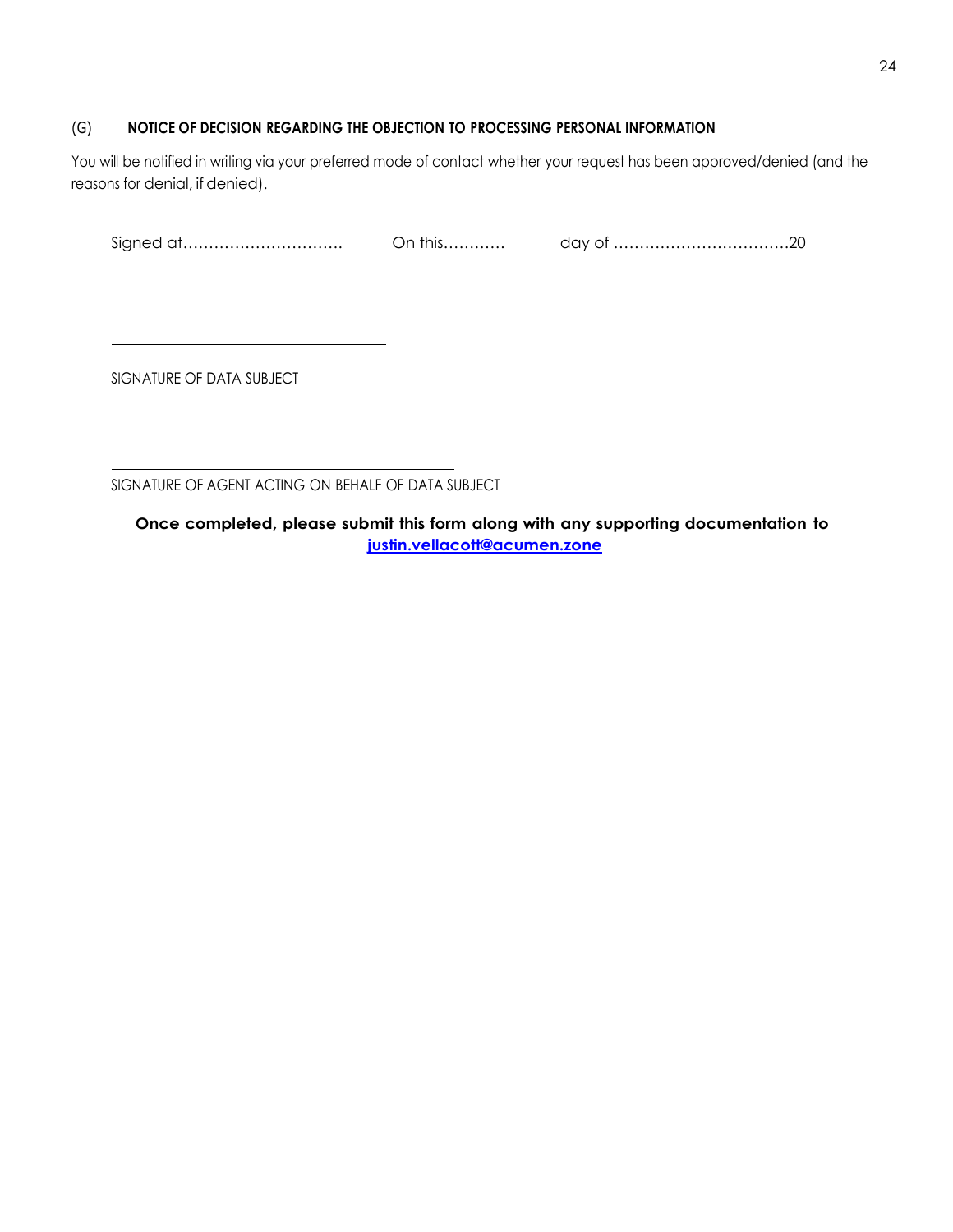## (G) NOTICE OF DECISION REGARDING THE OBJECTION TO PROCESSING PERSONAL INFORMATION

You will be notified in writing via your preferred mode of contact whether your request has been approved/denied (and the reasons for denial, if denied).

Signed at………………………….    On this…………    day of …………………………….20

\_\_\_\_\_\_\_\_\_\_\_\_\_\_\_\_\_\_\_\_\_\_\_\_\_\_\_\_\_\_\_\_\_\_\_\_

SIGNATURE OF DATA SUBJECT

\_\_\_\_\_\_\_\_\_\_\_\_\_\_\_\_\_\_\_\_\_\_\_\_\_\_\_\_\_\_\_\_\_\_\_\_\_\_\_\_\_\_\_\_\_

SIGNATURE OF AGENT ACTING ON BEHALF OF DATA SUBJECT

**Once completed, please submit this form along with any supporting documentation to [justin.vellacott@acumen.zone](mailto:justin.vellacott@acumen.zone)**